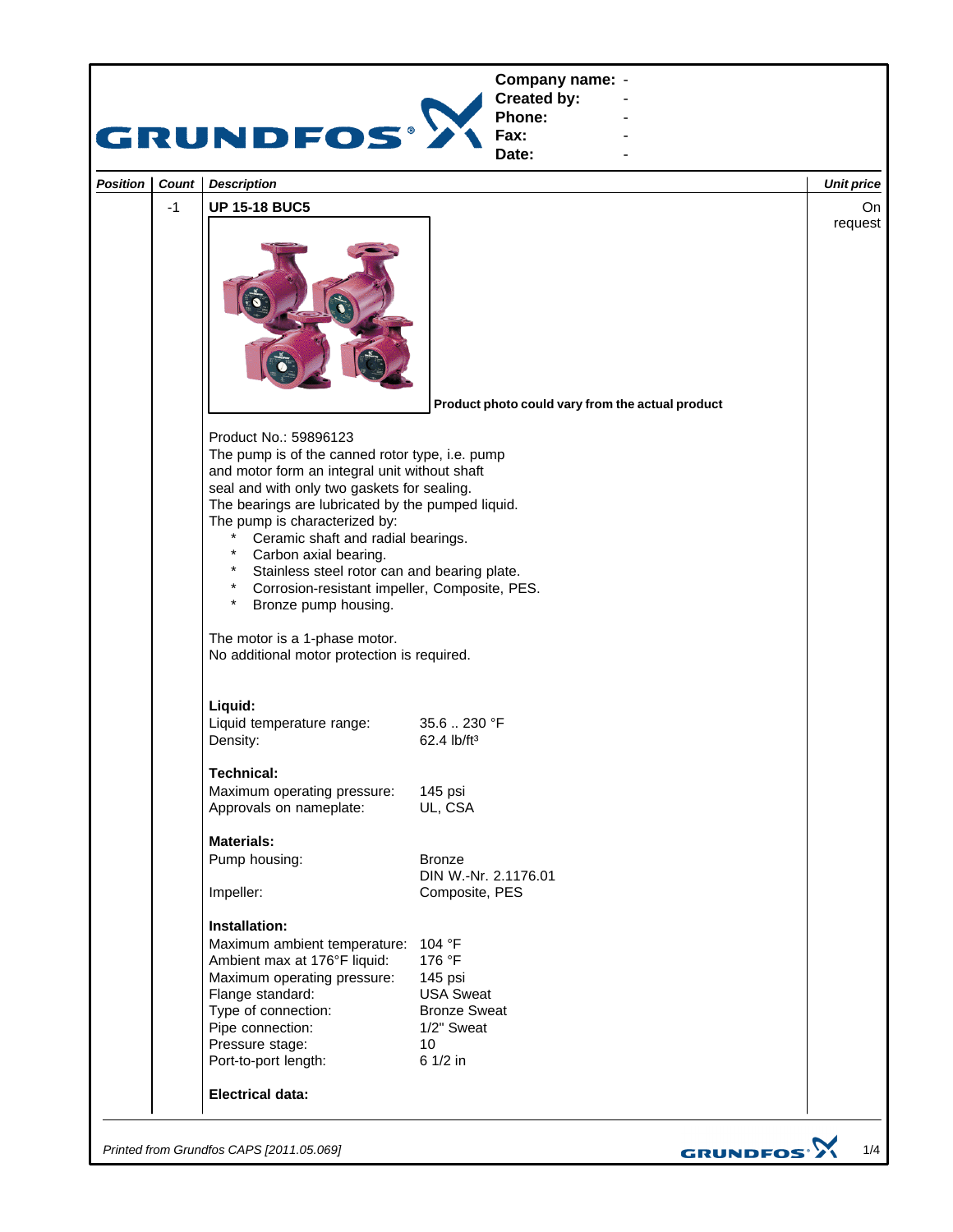**GRUNDFOS**

**Company name:** -
**Created by:** -
**Phone:** -
**Fax:** -
**Date:** -

| *Position* | *Count* | *Description* | *Unit price* |
|---|---|---|---|
| | -1 | **UP 15-18 BUC5** | On request |

**Product photo could vary from the actual product**

Product No.: 59896123
The pump is of the canned rotor type, i.e. pump and motor form an integral unit without shaft seal and with only two gaskets for sealing.
The bearings are lubricated by the pumped liquid.
The pump is characterized by:

- Ceramic shaft and radial bearings.
- Carbon axial bearing.
- Stainless steel rotor can and bearing plate.
- Corrosion-resistant impeller, Composite, PES.
- Bronze pump housing.

The motor is a 1-phase motor.
No additional motor protection is required.

**Liquid:**

| | |
|---|---|
| Liquid temperature range: | 35.6 .. 230 °F |
| Density: | 62.4 lb/ft³ |

**Technical:**

| | |
|---|---|
| Maximum operating pressure: | 145 psi |
| Approvals on nameplate: | UL, CSA |

**Materials:**

| | |
|---|---|
| Pump housing: | Bronze<br>DIN W.-Nr. 2.1176.01 |
| Impeller: | Composite, PES |

**Installation:**

| | |
|---|---|
| Maximum ambient temperature: | 104 °F |
| Ambient max at 176°F liquid: | 176 °F |
| Maximum operating pressure: | 145 psi |
| Flange standard: | USA Sweat |
| Type of connection: | Bronze Sweat |
| Pipe connection: | 1/2" Sweat |
| Pressure stage: | 10 |
| Port-to-port length: | 6 1/2 in |

**Electrical data:**

*Printed from Grundfos CAPS [2011.05.069]*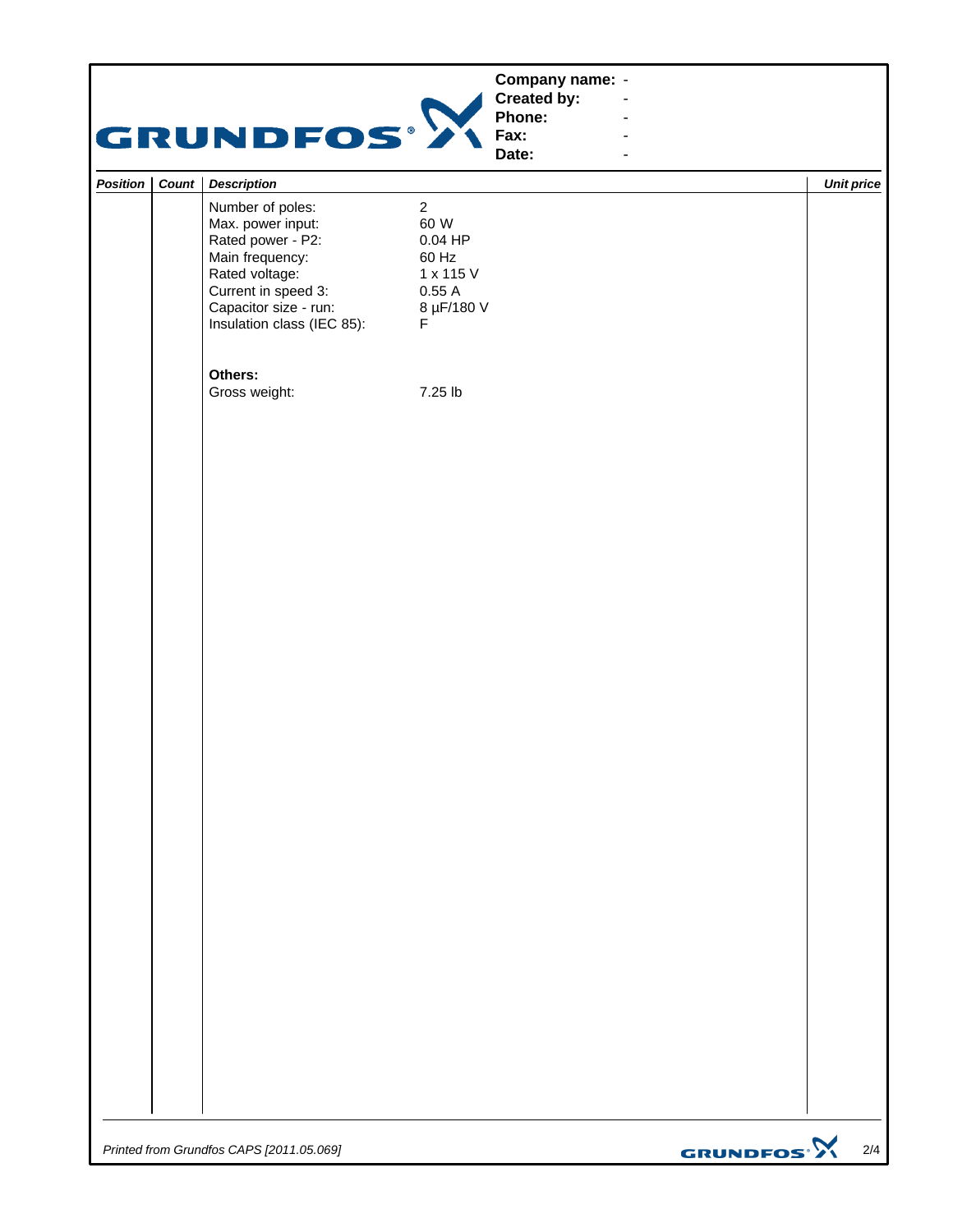Company name: -
Created by: -
Phone: -
Fax: -
Date: -

| Position | Count | Description | | Unit price |
|---|---|---|---|---|
| | | Number of poles: | 2 | |
| | | Max. power input: | 60 W | |
| | | Rated power - P2: | 0.04 HP | |
| | | Main frequency: | 60 Hz | |
| | | Rated voltage: | 1 x 115 V | |
| | | Current in speed 3: | 0.55 A | |
| | | Capacitor size - run: | 8 µF/180 V | |
| | | Insulation class (IEC 85): | F | |
| | | | | |
| | | **Others:** | | |
| | | Gross weight: | 7.25 lb | |

*Printed from Grundfos CAPS [2011.05.069]*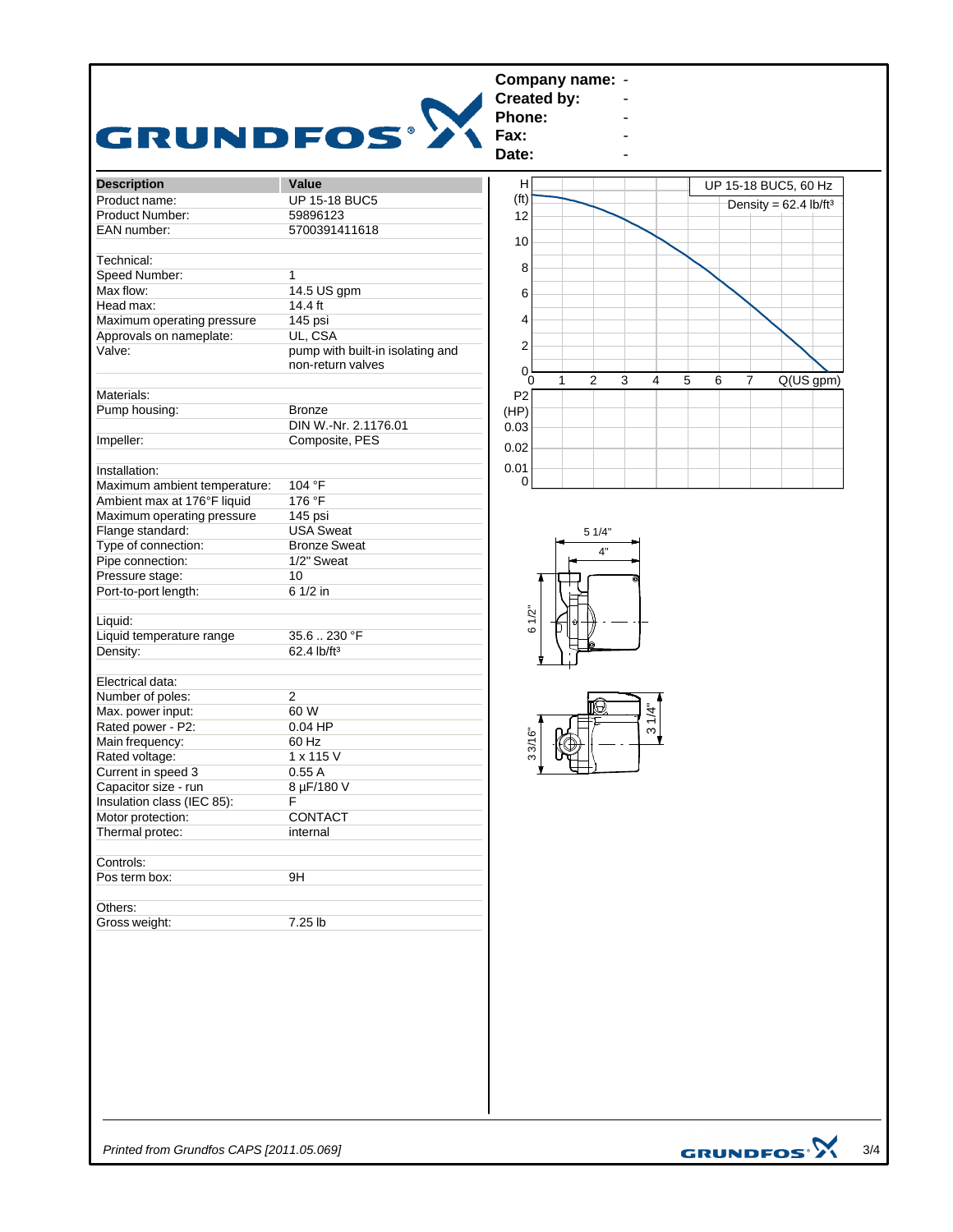**Company name:** -
**Created by:** -
**Phone:** -
**Fax:** -
**Date:** -

| Description | Value |
|---|---|
| Product name: | UP 15-18 BUC5 |
| Product Number: | 59896123 |
| EAN number: | 5700391411618 |
| | |
| Technical: | |
| Speed Number: | 1 |
| Max flow: | 14.5 US gpm |
| Head max: | 14.4 ft |
| Maximum operating pressure | 145 psi |
| Approvals on nameplate: | UL, CSA |
| Valve: | pump with built-in isolating and non-return valves |
| | |
| Materials: | |
| Pump housing: | Bronze |
| | DIN W.-Nr. 2.1176.01 |
| Impeller: | Composite, PES |
| | |
| Installation: | |
| Maximum ambient temperature: | 104 °F |
| Ambient max at 176°F liquid | 176 °F |
| Maximum operating pressure | 145 psi |
| Flange standard: | USA Sweat |
| Type of connection: | Bronze Sweat |
| Pipe connection: | 1/2" Sweat |
| Pressure stage: | 10 |
| Port-to-port length: | 6 1/2 in |
| | |
| Liquid: | |
| Liquid temperature range | 35.6 .. 230 °F |
| Density: | 62.4 lb/ft³ |
| | |
| Electrical data: | |
| Number of poles: | 2 |
| Max. power input: | 60 W |
| Rated power - P2: | 0.04 HP |
| Main frequency: | 60 Hz |
| Rated voltage: | 1 x 115 V |
| Current in speed 3 | 0.55 A |
| Capacitor size - run | 8 µF/180 V |
| Insulation class (IEC 85): | F |
| Motor protection: | CONTACT |
| Thermal protec: | internal |
| | |
| Controls: | |
| Pos term box: | 9H |
| | |
| Others: | |
| Gross weight: | 7.25 lb |

UP 15-18 BUC5, 60 Hz

Density = 62.4 lb/ft³

H (ft) / Q(US gpm) / P2 (HP)

Dimensions: 5 1/4", 4", 6 1/2", 3 3/16", 3 1/4"

*Printed from Grundfos CAPS [2011.05.069]*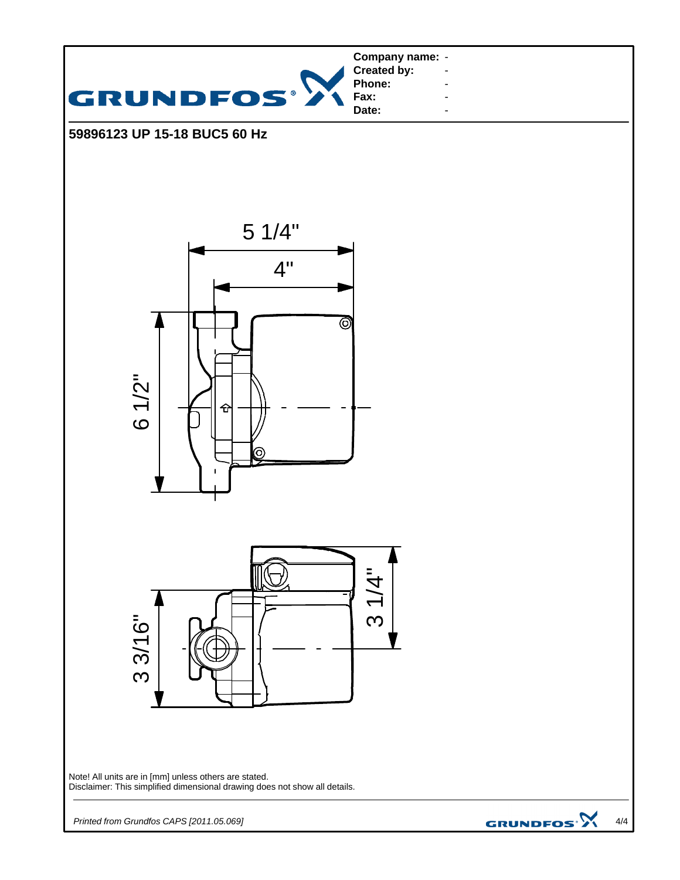**Company name:** -
**Created by:** -
**Phone:** -
**Fax:** -
**Date:** -

## 59896123 UP 15-18 BUC5 60 Hz

5 1/4"

4"

6 1/2"

3 1/4"

3 3/16"

Note! All units are in [mm] unless others are stated.
Disclaimer: This simplified dimensional drawing does not show all details.

*Printed from Grundfos CAPS [2011.05.069]*